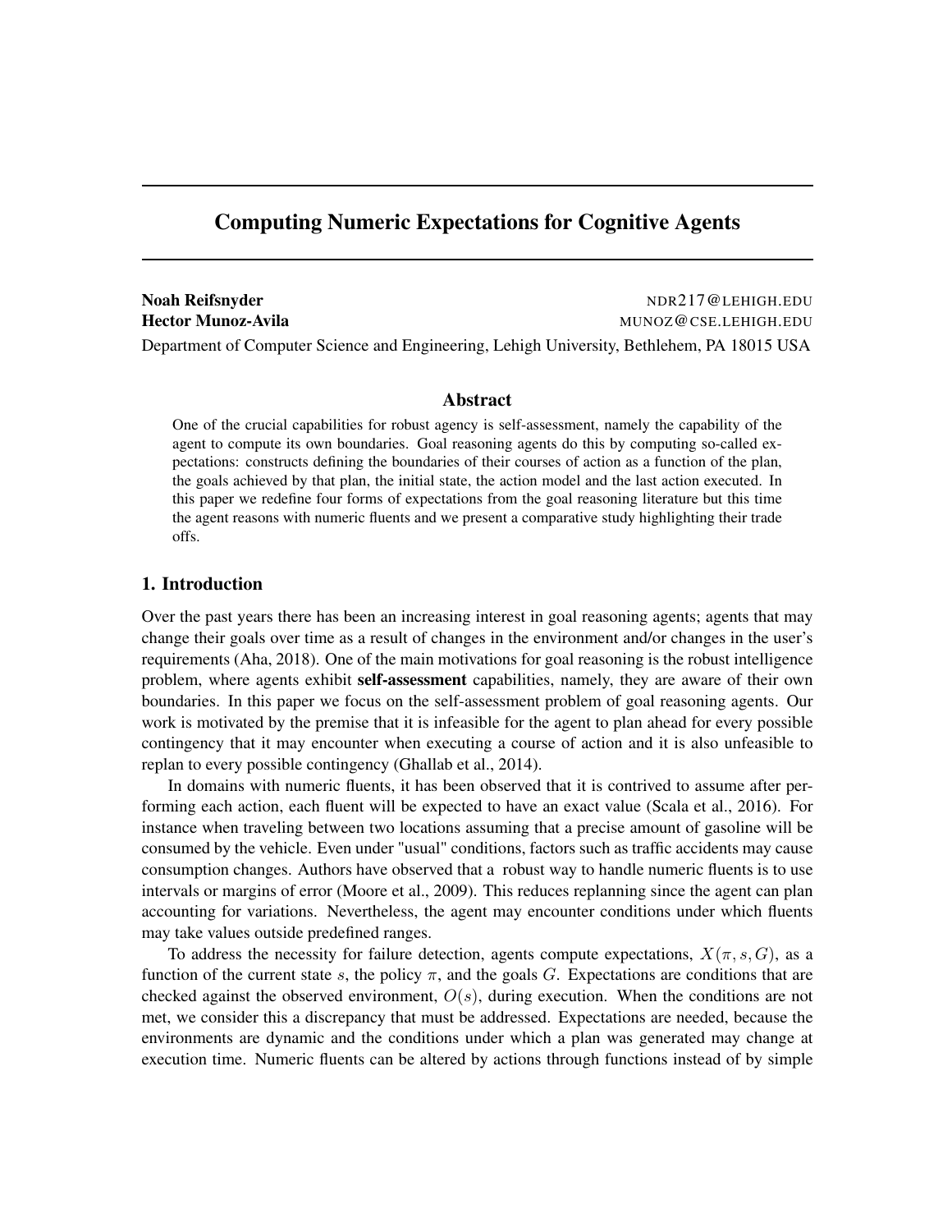# Computing Numeric Expectations for Cognitive Agents

**Noah Reifsnyder** NDR217@LEHIGH.EDU
**Hector Munoz-Avila** MUNOZ@CSE.LEHIGH.EDU
Department of Computer Science and Engineering, Lehigh University, Bethlehem, PA 18015 USA

## Abstract

One of the crucial capabilities for robust agency is self-assessment, namely the capability of the agent to compute its own boundaries. Goal reasoning agents do this by computing so-called expectations: constructs defining the boundaries of their courses of action as a function of the plan, the goals achieved by that plan, the initial state, the action model and the last action executed. In this paper we redefine four forms of expectations from the goal reasoning literature but this time the agent reasons with numeric fluents and we present a comparative study highlighting their trade offs.

## 1. Introduction

Over the past years there has been an increasing interest in goal reasoning agents; agents that may change their goals over time as a result of changes in the environment and/or changes in the user's requirements (Aha, 2018). One of the main motivations for goal reasoning is the robust intelligence problem, where agents exhibit **self-assessment** capabilities, namely, they are aware of their own boundaries. In this paper we focus on the self-assessment problem of goal reasoning agents. Our work is motivated by the premise that it is infeasible for the agent to plan ahead for every possible contingency that it may encounter when executing a course of action and it is also unfeasible to replan to every possible contingency (Ghallab et al., 2014).

In domains with numeric fluents, it has been observed that it is contrived to assume after performing each action, each fluent will be expected to have an exact value (Scala et al., 2016). For instance when traveling between two locations assuming that a precise amount of gasoline will be consumed by the vehicle. Even under "usual" conditions, factors such as traffic accidents may cause consumption changes. Authors have observed that a robust way to handle numeric fluents is to use intervals or margins of error (Moore et al., 2009). This reduces replanning since the agent can plan accounting for variations. Nevertheless, the agent may encounter conditions under which fluents may take values outside predefined ranges.

To address the necessity for failure detection, agents compute expectations, $X(\pi, s, G)$, as a function of the current state $s$, the policy $\pi$, and the goals $G$. Expectations are conditions that are checked against the observed environment, $O(s)$, during execution. When the conditions are not met, we consider this a discrepancy that must be addressed. Expectations are needed, because the environments are dynamic and the conditions under which a plan was generated may change at execution time. Numeric fluents can be altered by actions through functions instead of by simple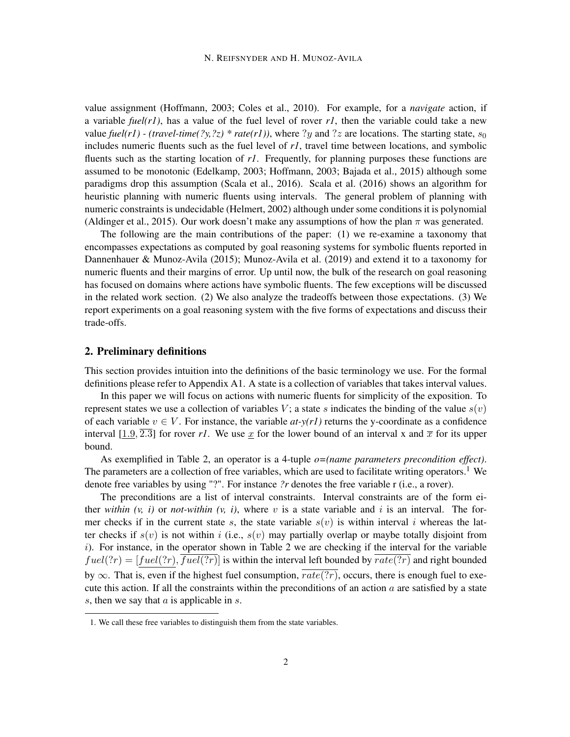value assignment (Hoffmann, 2003; Coles et al., 2010). For example, for a *navigate* action, if a variable *fuel(r1)*, has a value of the fuel level of rover *r1*, then the variable could take a new value *fuel(r1) - (travel-time(?y,?z) * rate(r1))*, where $?y$ and $?z$ are locations. The starting state, $s_0$ includes numeric fluents such as the fuel level of *r1*, travel time between locations, and symbolic fluents such as the starting location of *r1*. Frequently, for planning purposes these functions are assumed to be monotonic (Edelkamp, 2003; Hoffmann, 2003; Bajada et al., 2015) although some paradigms drop this assumption (Scala et al., 2016). Scala et al. (2016) shows an algorithm for heuristic planning with numeric fluents using intervals. The general problem of planning with numeric constraints is undecidable (Helmert, 2002) although under some conditions it is polynomial (Aldinger et al., 2015). Our work doesn't make any assumptions of how the plan $\pi$ was generated.

The following are the main contributions of the paper: (1) we re-examine a taxonomy that encompasses expectations as computed by goal reasoning systems for symbolic fluents reported in Dannenhauer & Munoz-Avila (2015); Munoz-Avila et al. (2019) and extend it to a taxonomy for numeric fluents and their margins of error. Up until now, the bulk of the research on goal reasoning has focused on domains where actions have symbolic fluents. The few exceptions will be discussed in the related work section. (2) We also analyze the tradeoffs between those expectations. (3) We report experiments on a goal reasoning system with the five forms of expectations and discuss their trade-offs.

## 2. Preliminary definitions

This section provides intuition into the definitions of the basic terminology we use. For the formal definitions please refer to Appendix A1. A state is a collection of variables that takes interval values.

In this paper we will focus on actions with numeric fluents for simplicity of the exposition. To represent states we use a collection of variables $V$; a state $s$ indicates the binding of the value $s(v)$ of each variable $v \in V$. For instance, the variable *at-y(r1)* returns the y-coordinate as a confidence interval $[\underline{1.9}, \overline{2.3}]$ for rover *r1*. We use $\underline{x}$ for the lower bound of an interval x and $\overline{x}$ for its upper bound.

As exemplified in Table 2, an operator is a 4-tuple *o=(name parameters precondition effect)*. The parameters are a collection of free variables, which are used to facilitate writing operators.[1] We denote free variables by using "?". For instance *?r* denotes the free variable r (i.e., a rover).

The preconditions are a list of interval constraints. Interval constraints are of the form either *within (v, i)* or *not-within (v, i)*, where $v$ is a state variable and $i$ is an interval. The former checks if in the current state $s$, the state variable $s(v)$ is within interval $i$ whereas the latter checks if $s(v)$ is not within $i$ (i.e., $s(v)$ may partially overlap or maybe totally disjoint from $i$). For instance, in the operator shown in Table 2 we are checking if the interval for the variable $fuel(?r) = [\underline{fuel(?r)}, \overline{fuel(?r)}]$ is within the interval left bounded by $\overline{rate(?r)}$ and right bounded by $\infty$. That is, even if the highest fuel consumption, $\overline{rate(?r)}$, occurs, there is enough fuel to execute this action. If all the constraints within the preconditions of an action $a$ are satisfied by a state $s$, then we say that $a$ is applicable in $s$.

1. We call these free variables to distinguish them from the state variables.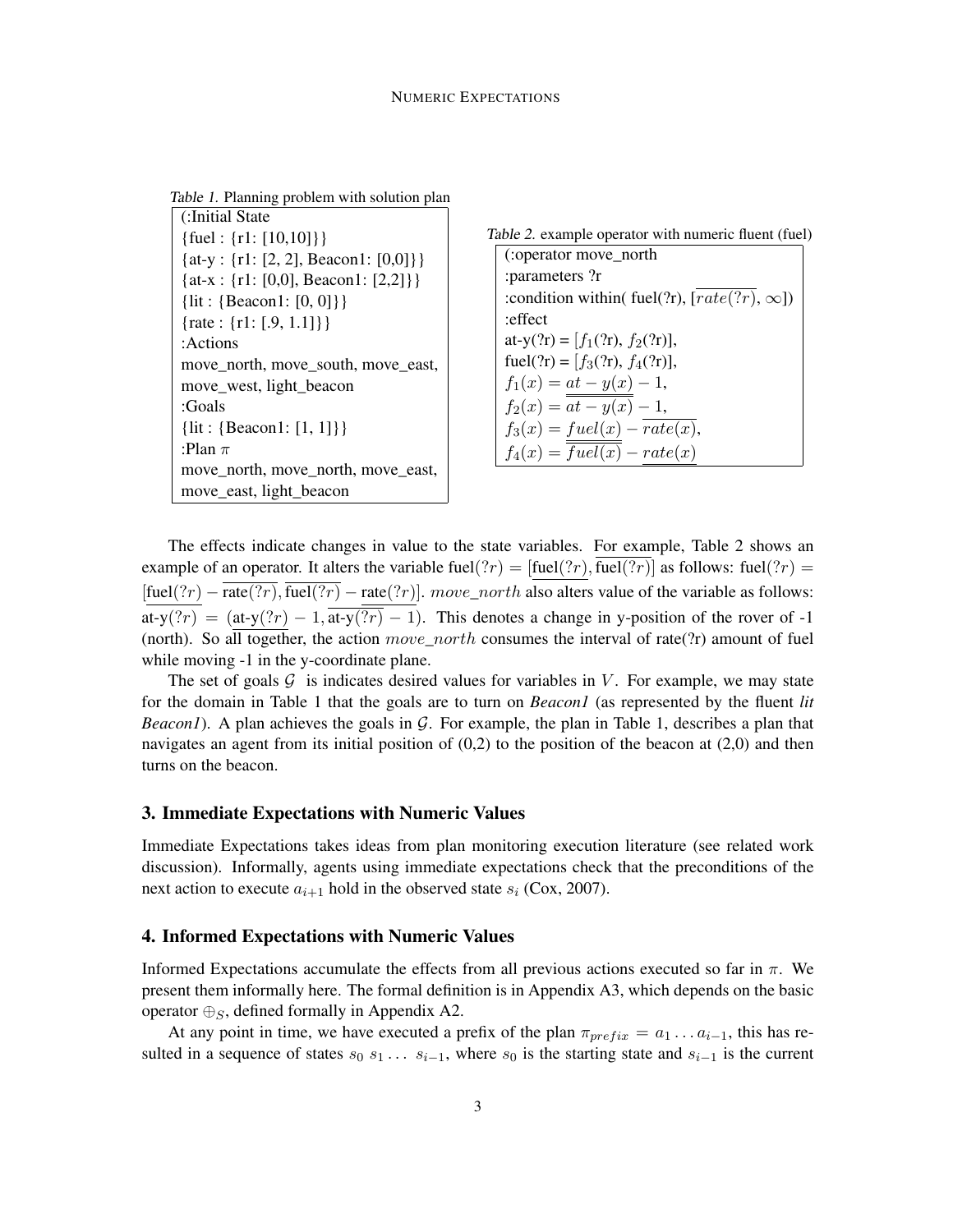*Table 1.* Planning problem with solution plan

```
(:Initial State
{fuel : {r1: [10,10]}}
{at-y : {r1: [2, 2], Beacon1: [0,0]}}
{at-x : {r1: [0,0], Beacon1: [2,2]}}
{lit : {Beacon1: [0, 0]}}
{rate : {r1: [.9, 1.1]}}
:Actions
move_north, move_south, move_east,
move_west, light_beacon
:Goals
{lit : {Beacon1: [1, 1]}}
:Plan π
move_north, move_north, move_east,
move_east, light_beacon
```

*Table 2.* example operator with numeric fluent (fuel)

(:operator move_north
:parameters ?r
:condition within( fuel(?r), $[\overline{rate(?r)}, \infty]$)
:effect
at-y(?r) = $[f_1(?r), f_2(?r)]$,
fuel(?r) = $[f_3(?r), f_4(?r)]$,
$f_1(x) = \underline{at-y(x)} - 1$,
$f_2(x) = \overline{at-y(x)} - 1$,
$f_3(x) = \underline{fuel(x)} - \overline{rate(x)}$,
$f_4(x) = \overline{fuel(x)} - \underline{rate(x)}$

The effects indicate changes in value to the state variables. For example, Table 2 shows an example of an operator. It alters the variable fuel$(?r) = [\underline{\text{fuel}(?r)}, \overline{\text{fuel}(?r)}]$ as follows: fuel$(?r) = [\underline{\text{fuel}(?r)} - \overline{\text{rate}(?r)}, \overline{\text{fuel}(?r)} - \underline{\text{rate}(?r)}]$. $move\_north$ also alters value of the variable as follows: at-y$(?r) = (\underline{\text{at-y}(?r)} - 1, \overline{\text{at-y}(?r)} - 1)$. This denotes a change in y-position of the rover of -1 (north). So all together, the action $move\_north$ consumes the interval of rate(?r) amount of fuel while moving -1 in the y-coordinate plane.

The set of goals $\mathcal{G}$ is indicates desired values for variables in $V$. For example, we may state for the domain in Table 1 that the goals are to turn on *Beacon1* (as represented by the fluent *lit Beacon1*). A plan achieves the goals in $\mathcal{G}$. For example, the plan in Table 1, describes a plan that navigates an agent from its initial position of (0,2) to the position of the beacon at (2,0) and then turns on the beacon.

## 3. Immediate Expectations with Numeric Values

Immediate Expectations takes ideas from plan monitoring execution literature (see related work discussion). Informally, agents using immediate expectations check that the preconditions of the next action to execute $a_{i+1}$ hold in the observed state $s_i$ (Cox, 2007).

## 4. Informed Expectations with Numeric Values

Informed Expectations accumulate the effects from all previous actions executed so far in $\pi$. We present them informally here. The formal definition is in Appendix A3, which depends on the basic operator $\oplus_S$, defined formally in Appendix A2.

At any point in time, we have executed a prefix of the plan $\pi_{prefix} = a_1 \ldots a_{i-1}$, this has resulted in a sequence of states $s_0\ s_1 \ldots\ s_{i-1}$, where $s_0$ is the starting state and $s_{i-1}$ is the current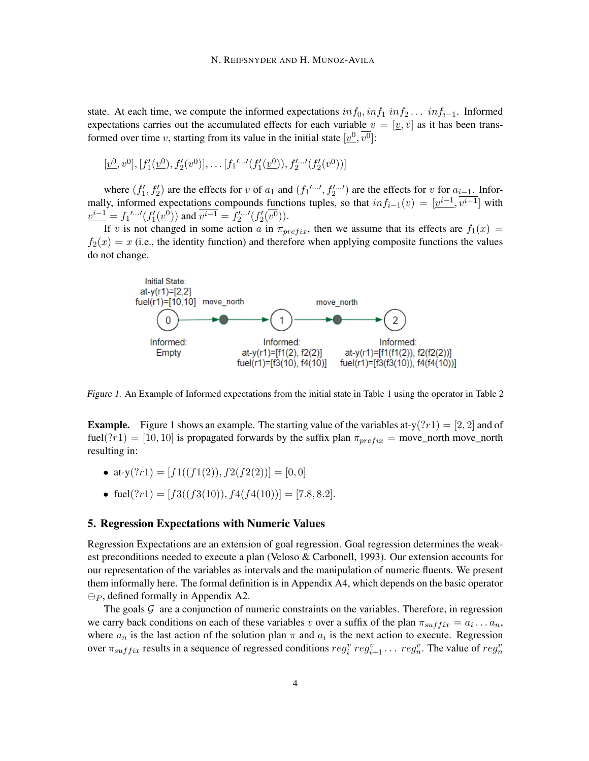state. At each time, we compute the informed expectations $inf_0, inf_1\ inf_2 \ldots\ inf_{i-1}$. Informed expectations carries out the accumulated effects for each variable $v = [\underline{v}, \overline{v}]$ as it has been transformed over time $v$, starting from its value in the initial state $[\underline{v^0}, \overline{v^0}]$:

$$[\underline{v^0}, \overline{v^0}], [f_1'(\underline{v^0}), f_2'(\overline{v^0})], \ldots [f_1{'^{\ldots}}'(f_1'(\underline{v^0})), f_2'^{\ldots}{'}(f_2'(\overline{v^0}))]$$

where $(f_1', f_2')$ are the effects for $v$ of $a_1$ and $(f_1{'^{\ldots}}', f_2'^{\ldots}{'})$ are the effects for $v$ for $a_{i-1}$. Informally, informed expectations compounds functions tuples, so that $inf_{i-1}(v) = [\underline{v^{i-1}}, \overline{v^{i-1}}]$ with $\underline{v^{i-1}} = f_1{'^{\ldots}}'(f_1'(\underline{v^0}))$ and $\overline{v^{i-1}} = f_2'^{\ldots}{'}(f_2'(\overline{v^0}))$.

If $v$ is not changed in some action $a$ in $\pi_{prefix}$, then we assume that its effects are $f_1(x) = f_2(x) = x$ (i.e., the identity function) and therefore when applying composite functions the values do not change.

Initial State:
at-y(r1)=[2,2]
fuel(r1)=[10,10]

move_north, move_north

0 — Informed: Empty
1 — Informed: at-y(r1)=[f1(2), f2(2)] fuel(r1)=[f3(10), f4(10)]
2 — Informed: at-y(r1)=[f1(f1(2)), f2(f2(2))] fuel(r1)=[f3(f3(10)), f4(f4(10))]

*Figure 1.* An Example of Informed expectations from the initial state in Table 1 using the operator in Table 2

**Example.** Figure 1 shows an example. The starting value of the variables at-y$(?r1) = [2, 2]$ and of fuel$(?r1) = [10, 10]$ is propagated forwards by the suffix plan $\pi_{prefix}$ = move_north move_north resulting in:

- at-y$(?r1) = [f1((f1(2)), f2(f2(2))] = [0, 0]$
- fuel$(?r1) = [f3((f3(10)), f4(f4(10))] = [7.8, 8.2]$.

## 5. Regression Expectations with Numeric Values

Regression Expectations are an extension of goal regression. Goal regression determines the weakest preconditions needed to execute a plan (Veloso & Carbonell, 1993). Our extension accounts for our representation of the variables as intervals and the manipulation of numeric fluents. We present them informally here. The formal definition is in Appendix A4, which depends on the basic operator $\ominus_P$, defined formally in Appendix A2.

The goals $\mathcal{G}$ are a conjunction of numeric constraints on the variables. Therefore, in regression we carry back conditions on each of these variables $v$ over a suffix of the plan $\pi_{suffix} = a_i \ldots a_n$, where $a_n$ is the last action of the solution plan $\pi$ and $a_i$ is the next action to execute. Regression over $\pi_{suffix}$ results in a sequence of regressed conditions $reg_i^v\ reg_{i+1}^v \ldots\ reg_n^v$. The value of $reg_n^v$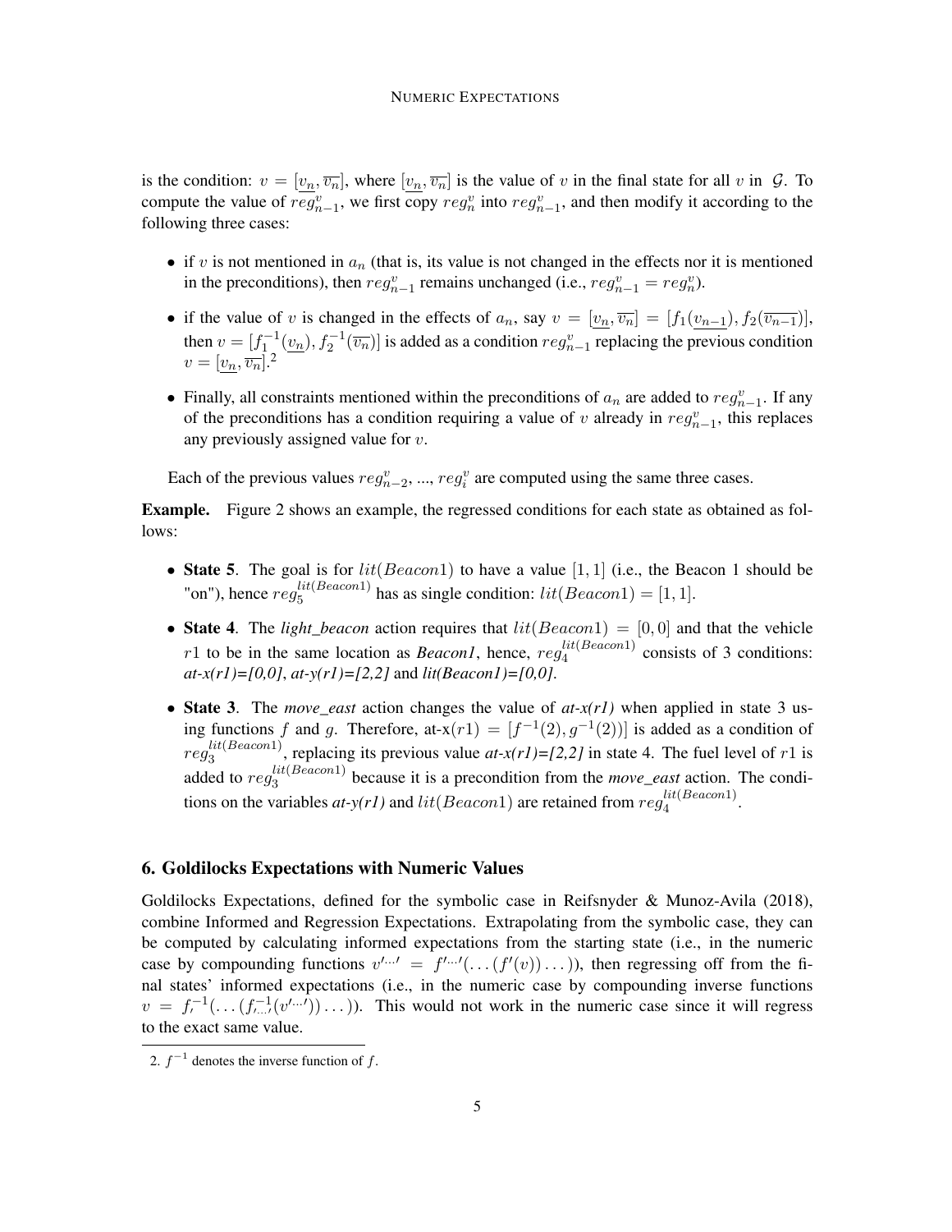is the condition: $v = [\underline{v_n}, \overline{v_n}]$, where $[\underline{v_n}, \overline{v_n}]$ is the value of $v$ in the final state for all $v$ in $\mathcal{G}$. To compute the value of $reg^v_{n-1}$, we first copy $reg^v_n$ into $reg^v_{n-1}$, and then modify it according to the following three cases:

- if $v$ is not mentioned in $a_n$ (that is, its value is not changed in the effects nor it is mentioned in the preconditions), then $reg^v_{n-1}$ remains unchanged (i.e., $reg^v_{n-1} = reg^v_n$).
- if the value of $v$ is changed in the effects of $a_n$, say $v = [\underline{v_n}, \overline{v_n}] = [f_1(\underline{v_{n-1}}), f_2(\overline{v_{n-1}})]$, then $v = [f_1^{-1}(\underline{v_n}), f_2^{-1}(\overline{v_n})]$ is added as a condition $reg^v_{n-1}$ replacing the previous condition $v = [\underline{v_n}, \overline{v_n}]$.[2]
- Finally, all constraints mentioned within the preconditions of $a_n$ are added to $reg^v_{n-1}$. If any of the preconditions has a condition requiring a value of $v$ already in $reg^v_{n-1}$, this replaces any previously assigned value for $v$.

Each of the previous values $reg^v_{n-2}$, ..., $reg^v_i$ are computed using the same three cases.

**Example.** Figure 2 shows an example, the regressed conditions for each state as obtained as follows:

- **State 5**. The goal is for $lit(Beacon1)$ to have a value $[1, 1]$ (i.e., the Beacon 1 should be "on"), hence $reg^{lit(Beacon1)}_5$ has as single condition: $lit(Beacon1) = [1, 1]$.
- **State 4**. The *light_beacon* action requires that $lit(Beacon1) = [0, 0]$ and that the vehicle $r1$ to be in the same location as *Beacon1*, hence, $reg^{lit(Beacon1)}_4$ consists of 3 conditions: *at-x(r1)=[0,0]*, *at-y(r1)=[2,2]* and *lit(Beacon1)=[0,0]*.
- **State 3**. The *move_east* action changes the value of *at-x(r1)* when applied in state 3 using functions $f$ and $g$. Therefore, at-x$(r1) = [f^{-1}(2), g^{-1}(2))]$ is added as a condition of $reg^{lit(Beacon1)}_3$, replacing its previous value *at-x(r1)=[2,2]* in state 4. The fuel level of $r1$ is added to $reg^{lit(Beacon1)}_3$ because it is a precondition from the *move_east* action. The conditions on the variables *at-y(r1)* and $lit(Beacon1)$ are retained from $reg^{lit(Beacon1)}_4$.

## 6. Goldilocks Expectations with Numeric Values

Goldilocks Expectations, defined for the symbolic case in Reifsnyder & Munoz-Avila (2018), combine Informed and Regression Expectations. Extrapolating from the symbolic case, they can be computed by calculating informed expectations from the starting state (i.e., in the numeric case by compounding functions $v'^{...\prime} = f'^{...\prime}(\ldots(f'(v))\ldots)$), then regressing off from the final states' informed expectations (i.e., in the numeric case by compounding inverse functions $v = f'^{-1}(\ldots(f^{-1}_{\prime\ldots\prime}(v'^{\ldots\prime}))\ldots)$). This would not work in the numeric case since it will regress to the exact same value.

2. $f^{-1}$ denotes the inverse function of $f$.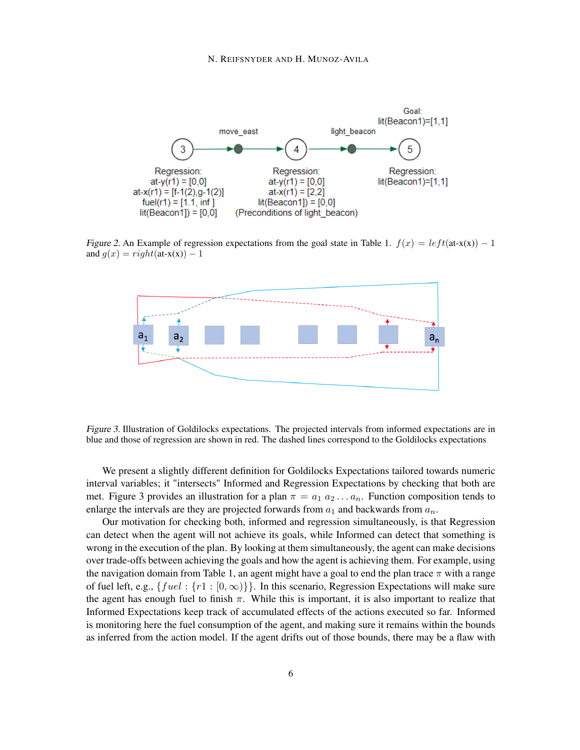Figure 2. An Example of regression expectations from the goal state in Table 1. $f(x) = left(\text{at-x(x)}) - 1$ and $g(x) = right(\text{at-x(x)}) - 1$

Figure 3. Illustration of Goldilocks expectations. The projected intervals from informed expectations are in blue and those of regression are shown in red. The dashed lines correspond to the Goldilocks expectations

We present a slightly different definition for Goldilocks Expectations tailored towards numeric interval variables; it "intersects" Informed and Regression Expectations by checking that both are met. Figure 3 provides an illustration for a plan $\pi = a_1\ a_2 \ldots a_n$. Function composition tends to enlarge the intervals are they are projected forwards from $a_1$ and backwards from $a_n$.

Our motivation for checking both, informed and regression simultaneously, is that Regression can detect when the agent will not achieve its goals, while Informed can detect that something is wrong in the execution of the plan. By looking at them simultaneously, the agent can make decisions over trade-offs between achieving the goals and how the agent is achieving them. For example, using the navigation domain from Table 1, an agent might have a goal to end the plan trace $\pi$ with a range of fuel left, e.g., $\{fuel : \{r1 : [0, \infty)\}\}$. In this scenario, Regression Expectations will make sure the agent has enough fuel to finish $\pi$. While this is important, it is also important to realize that Informed Expectations keep track of accumulated effects of the actions executed so far. Informed is monitoring here the fuel consumption of the agent, and making sure it remains within the bounds as inferred from the action model. If the agent drifts out of those bounds, there may be a flaw with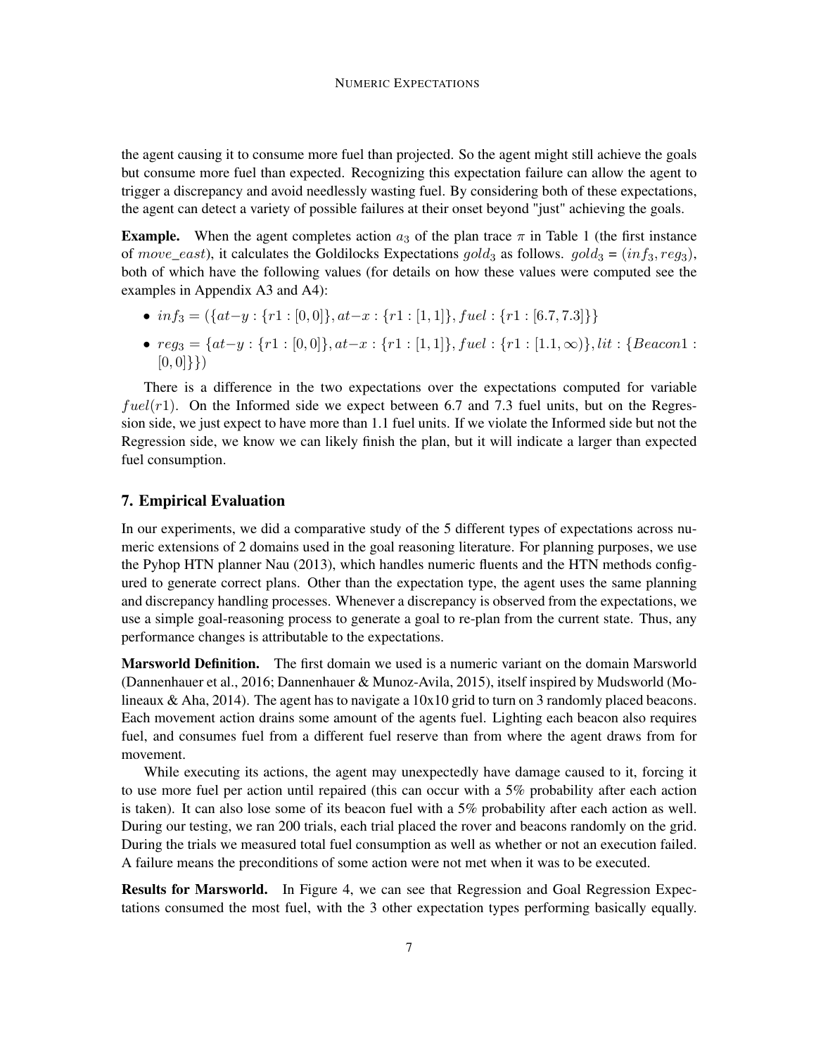the agent causing it to consume more fuel than projected. So the agent might still achieve the goals but consume more fuel than expected. Recognizing this expectation failure can allow the agent to trigger a discrepancy and avoid needlessly wasting fuel. By considering both of these expectations, the agent can detect a variety of possible failures at their onset beyond "just" achieving the goals.

**Example.** When the agent completes action $a_3$ of the plan trace $\pi$ in Table 1 (the first instance of $move\_east$), it calculates the Goldilocks Expectations $gold_3$ as follows. $gold_3 = (inf_3, reg_3)$, both of which have the following values (for details on how these values were computed see the examples in Appendix A3 and A4):

- $inf_3 = (\{at{-}y : \{r1 : [0,0]\}, at{-}x : \{r1 : [1,1]\}, fuel : \{r1 : [6.7, 7.3]\}\}$
- $reg_3 = \{at{-}y : \{r1 : [0,0]\}, at{-}x : \{r1 : [1,1]\}, fuel : \{r1 : [1.1, \infty)\}, lit : \{Beacon1 : [0,0]\}\})$

There is a difference in the two expectations over the expectations computed for variable $fuel(r1)$. On the Informed side we expect between 6.7 and 7.3 fuel units, but on the Regression side, we just expect to have more than 1.1 fuel units. If we violate the Informed side but not the Regression side, we know we can likely finish the plan, but it will indicate a larger than expected fuel consumption.

## 7. Empirical Evaluation

In our experiments, we did a comparative study of the 5 different types of expectations across numeric extensions of 2 domains used in the goal reasoning literature. For planning purposes, we use the Pyhop HTN planner Nau (2013), which handles numeric fluents and the HTN methods configured to generate correct plans. Other than the expectation type, the agent uses the same planning and discrepancy handling processes. Whenever a discrepancy is observed from the expectations, we use a simple goal-reasoning process to generate a goal to re-plan from the current state. Thus, any performance changes is attributable to the expectations.

**Marsworld Definition.** The first domain we used is a numeric variant on the domain Marsworld (Dannenhauer et al., 2016; Dannenhauer & Munoz-Avila, 2015), itself inspired by Mudsworld (Molineaux & Aha, 2014). The agent has to navigate a 10x10 grid to turn on 3 randomly placed beacons. Each movement action drains some amount of the agents fuel. Lighting each beacon also requires fuel, and consumes fuel from a different fuel reserve than from where the agent draws from for movement.

While executing its actions, the agent may unexpectedly have damage caused to it, forcing it to use more fuel per action until repaired (this can occur with a 5% probability after each action is taken). It can also lose some of its beacon fuel with a 5% probability after each action as well. During our testing, we ran 200 trials, each trial placed the rover and beacons randomly on the grid. During the trials we measured total fuel consumption as well as whether or not an execution failed. A failure means the preconditions of some action were not met when it was to be executed.

**Results for Marsworld.** In Figure 4, we can see that Regression and Goal Regression Expectations consumed the most fuel, with the 3 other expectation types performing basically equally.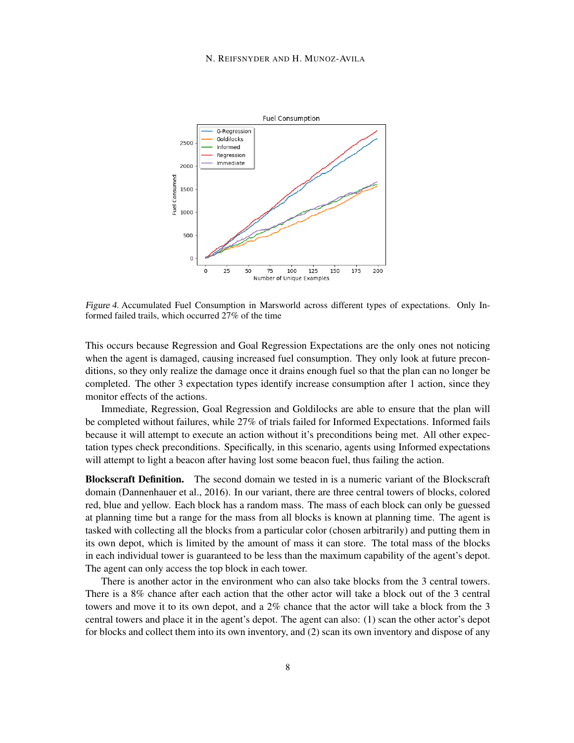*Figure 4.* Accumulated Fuel Consumption in Marsworld across different types of expectations. Only Informed failed trails, which occurred 27% of the time

This occurs because Regression and Goal Regression Expectations are the only ones not noticing when the agent is damaged, causing increased fuel consumption. They only look at future preconditions, so they only realize the damage once it drains enough fuel so that the plan can no longer be completed. The other 3 expectation types identify increase consumption after 1 action, since they monitor effects of the actions.

Immediate, Regression, Goal Regression and Goldilocks are able to ensure that the plan will be completed without failures, while 27% of trials failed for Informed Expectations. Informed fails because it will attempt to execute an action without it's preconditions being met. All other expectation types check preconditions. Specifically, in this scenario, agents using Informed expectations will attempt to light a beacon after having lost some beacon fuel, thus failing the action.

**Blockscraft Definition.** The second domain we tested in is a numeric variant of the Blockscraft domain (Dannenhauer et al., 2016). In our variant, there are three central towers of blocks, colored red, blue and yellow. Each block has a random mass. The mass of each block can only be guessed at planning time but a range for the mass from all blocks is known at planning time. The agent is tasked with collecting all the blocks from a particular color (chosen arbitrarily) and putting them in its own depot, which is limited by the amount of mass it can store. The total mass of the blocks in each individual tower is guaranteed to be less than the maximum capability of the agent's depot. The agent can only access the top block in each tower.

There is another actor in the environment who can also take blocks from the 3 central towers. There is a 8% chance after each action that the other actor will take a block out of the 3 central towers and move it to its own depot, and a 2% chance that the actor will take a block from the 3 central towers and place it in the agent's depot. The agent can also: (1) scan the other actor's depot for blocks and collect them into its own inventory, and (2) scan its own inventory and dispose of any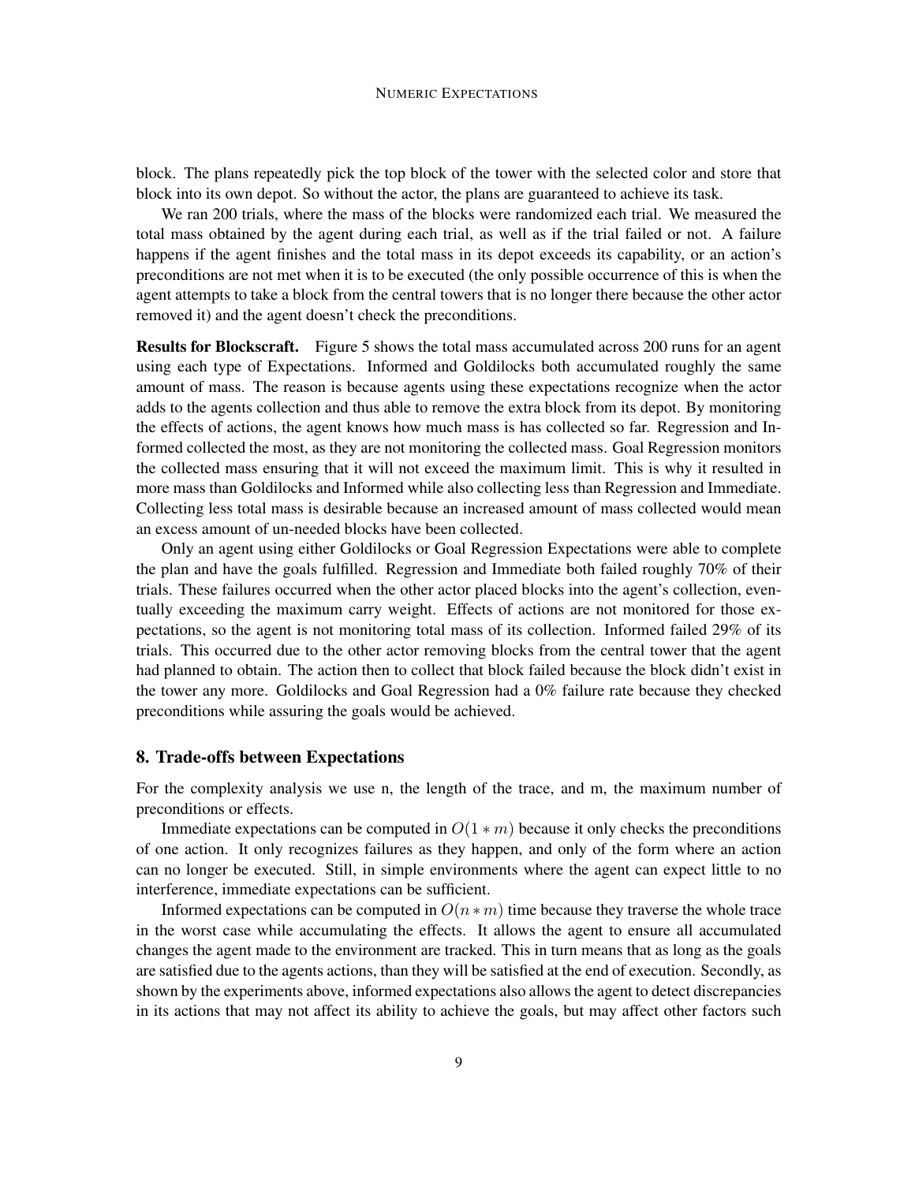block. The plans repeatedly pick the top block of the tower with the selected color and store that block into its own depot. So without the actor, the plans are guaranteed to achieve its task.

We ran 200 trials, where the mass of the blocks were randomized each trial. We measured the total mass obtained by the agent during each trial, as well as if the trial failed or not. A failure happens if the agent finishes and the total mass in its depot exceeds its capability, or an action's preconditions are not met when it is to be executed (the only possible occurrence of this is when the agent attempts to take a block from the central towers that is no longer there because the other actor removed it) and the agent doesn't check the preconditions.

**Results for Blockscraft.** Figure 5 shows the total mass accumulated across 200 runs for an agent using each type of Expectations. Informed and Goldilocks both accumulated roughly the same amount of mass. The reason is because agents using these expectations recognize when the actor adds to the agents collection and thus able to remove the extra block from its depot. By monitoring the effects of actions, the agent knows how much mass is has collected so far. Regression and Informed collected the most, as they are not monitoring the collected mass. Goal Regression monitors the collected mass ensuring that it will not exceed the maximum limit. This is why it resulted in more mass than Goldilocks and Informed while also collecting less than Regression and Immediate. Collecting less total mass is desirable because an increased amount of mass collected would mean an excess amount of un-needed blocks have been collected.

Only an agent using either Goldilocks or Goal Regression Expectations were able to complete the plan and have the goals fulfilled. Regression and Immediate both failed roughly 70% of their trials. These failures occurred when the other actor placed blocks into the agent's collection, eventually exceeding the maximum carry weight. Effects of actions are not monitored for those expectations, so the agent is not monitoring total mass of its collection. Informed failed 29% of its trials. This occurred due to the other actor removing blocks from the central tower that the agent had planned to obtain. The action then to collect that block failed because the block didn't exist in the tower any more. Goldilocks and Goal Regression had a 0% failure rate because they checked preconditions while assuring the goals would be achieved.

## 8. Trade-offs between Expectations

For the complexity analysis we use n, the length of the trace, and m, the maximum number of preconditions or effects.

Immediate expectations can be computed in $O(1 * m)$ because it only checks the preconditions of one action. It only recognizes failures as they happen, and only of the form where an action can no longer be executed. Still, in simple environments where the agent can expect little to no interference, immediate expectations can be sufficient.

Informed expectations can be computed in $O(n * m)$ time because they traverse the whole trace in the worst case while accumulating the effects. It allows the agent to ensure all accumulated changes the agent made to the environment are tracked. This in turn means that as long as the goals are satisfied due to the agents actions, than they will be satisfied at the end of execution. Secondly, as shown by the experiments above, informed expectations also allows the agent to detect discrepancies in its actions that may not affect its ability to achieve the goals, but may affect other factors such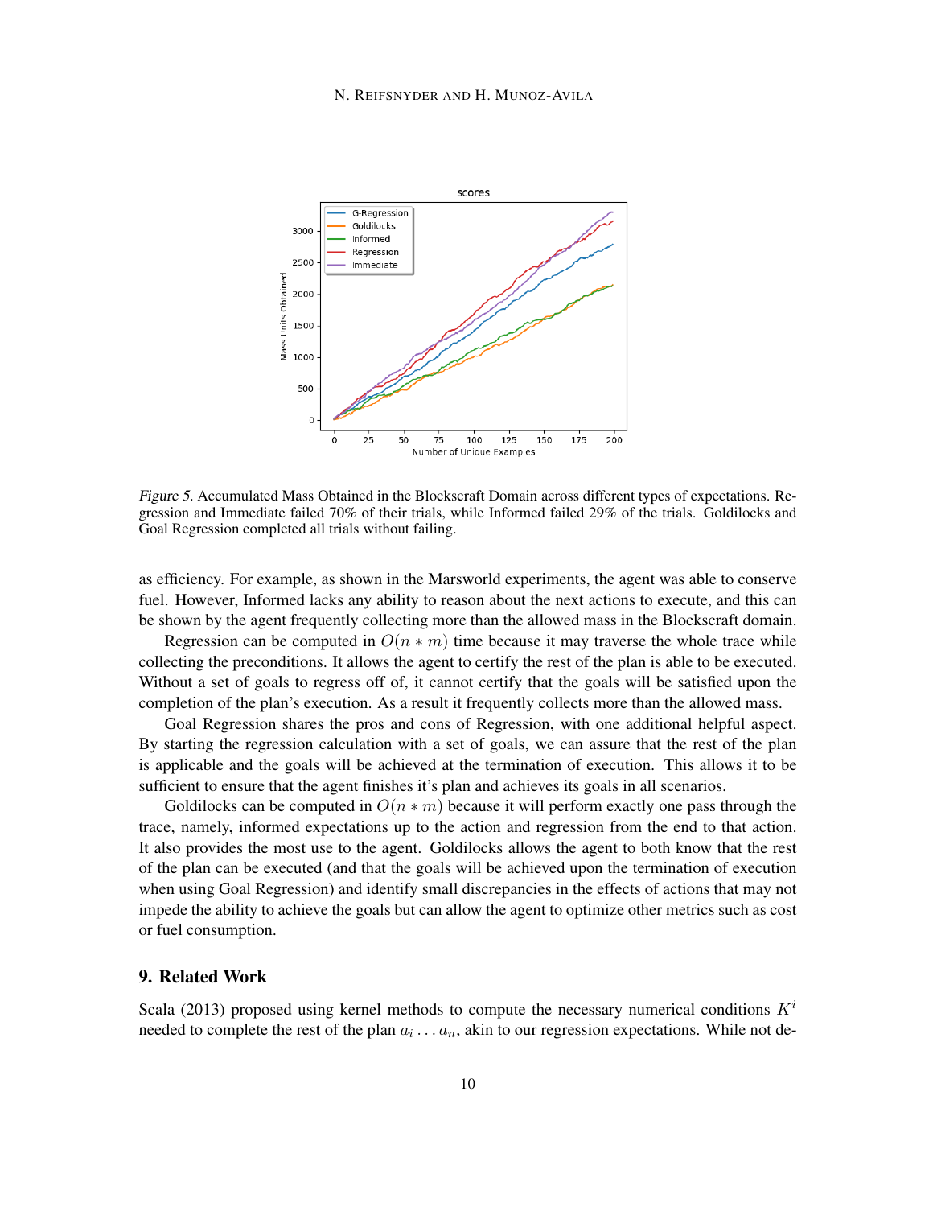*Figure 5.* Accumulated Mass Obtained in the Blockscraft Domain across different types of expectations. Regression and Immediate failed 70% of their trials, while Informed failed 29% of the trials. Goldilocks and Goal Regression completed all trials without failing.

as efficiency. For example, as shown in the Marsworld experiments, the agent was able to conserve fuel. However, Informed lacks any ability to reason about the next actions to execute, and this can be shown by the agent frequently collecting more than the allowed mass in the Blockscraft domain.

Regression can be computed in $O(n * m)$ time because it may traverse the whole trace while collecting the preconditions. It allows the agent to certify the rest of the plan is able to be executed. Without a set of goals to regress off of, it cannot certify that the goals will be satisfied upon the completion of the plan's execution. As a result it frequently collects more than the allowed mass.

Goal Regression shares the pros and cons of Regression, with one additional helpful aspect. By starting the regression calculation with a set of goals, we can assure that the rest of the plan is applicable and the goals will be achieved at the termination of execution. This allows it to be sufficient to ensure that the agent finishes it's plan and achieves its goals in all scenarios.

Goldilocks can be computed in $O(n * m)$ because it will perform exactly one pass through the trace, namely, informed expectations up to the action and regression from the end to that action. It also provides the most use to the agent. Goldilocks allows the agent to both know that the rest of the plan can be executed (and that the goals will be achieved upon the termination of execution when using Goal Regression) and identify small discrepancies in the effects of actions that may not impede the ability to achieve the goals but can allow the agent to optimize other metrics such as cost or fuel consumption.

## 9. Related Work

Scala (2013) proposed using kernel methods to compute the necessary numerical conditions $K^i$ needed to complete the rest of the plan $a_i \ldots a_n$, akin to our regression expectations. While not de-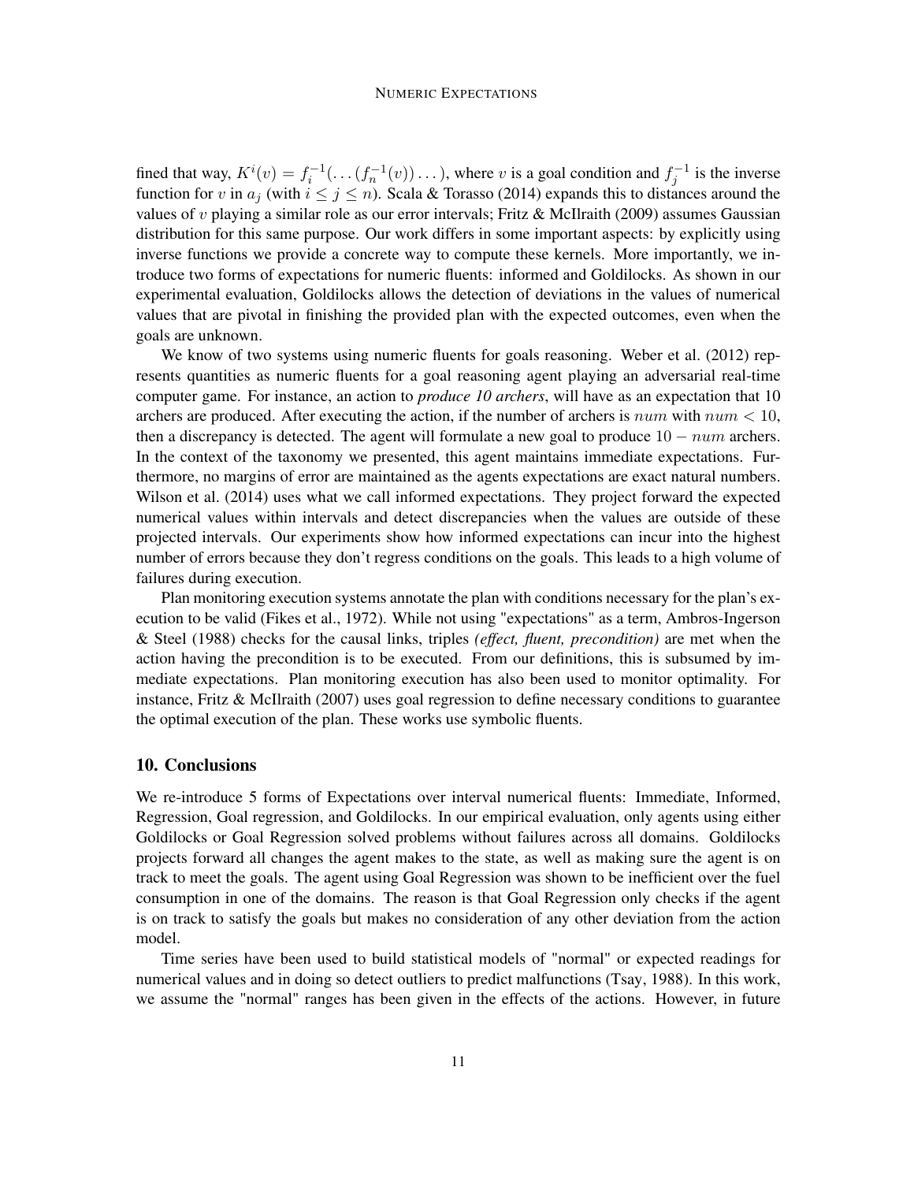fined that way, $K^i(v) = f_i^{-1}(\ldots(f_n^{-1}(v))\ldots)$, where $v$ is a goal condition and $f_j^{-1}$ is the inverse function for $v$ in $a_j$ (with $i \leq j \leq n$). Scala & Torasso (2014) expands this to distances around the values of $v$ playing a similar role as our error intervals; Fritz & McIlraith (2009) assumes Gaussian distribution for this same purpose. Our work differs in some important aspects: by explicitly using inverse functions we provide a concrete way to compute these kernels. More importantly, we introduce two forms of expectations for numeric fluents: informed and Goldilocks. As shown in our experimental evaluation, Goldilocks allows the detection of deviations in the values of numerical values that are pivotal in finishing the provided plan with the expected outcomes, even when the goals are unknown.

We know of two systems using numeric fluents for goals reasoning. Weber et al. (2012) represents quantities as numeric fluents for a goal reasoning agent playing an adversarial real-time computer game. For instance, an action to *produce 10 archers*, will have as an expectation that 10 archers are produced. After executing the action, if the number of archers is $num$ with $num < 10$, then a discrepancy is detected. The agent will formulate a new goal to produce $10 - num$ archers. In the context of the taxonomy we presented, this agent maintains immediate expectations. Furthermore, no margins of error are maintained as the agents expectations are exact natural numbers. Wilson et al. (2014) uses what we call informed expectations. They project forward the expected numerical values within intervals and detect discrepancies when the values are outside of these projected intervals. Our experiments show how informed expectations can incur into the highest number of errors because they don't regress conditions on the goals. This leads to a high volume of failures during execution.

Plan monitoring execution systems annotate the plan with conditions necessary for the plan's execution to be valid (Fikes et al., 1972). While not using "expectations" as a term, Ambros-Ingerson & Steel (1988) checks for the causal links, triples *(effect, fluent, precondition)* are met when the action having the precondition is to be executed. From our definitions, this is subsumed by immediate expectations. Plan monitoring execution has also been used to monitor optimality. For instance, Fritz & McIlraith (2007) uses goal regression to define necessary conditions to guarantee the optimal execution of the plan. These works use symbolic fluents.

## 10. Conclusions

We re-introduce 5 forms of Expectations over interval numerical fluents: Immediate, Informed, Regression, Goal regression, and Goldilocks. In our empirical evaluation, only agents using either Goldilocks or Goal Regression solved problems without failures across all domains. Goldilocks projects forward all changes the agent makes to the state, as well as making sure the agent is on track to meet the goals. The agent using Goal Regression was shown to be inefficient over the fuel consumption in one of the domains. The reason is that Goal Regression only checks if the agent is on track to satisfy the goals but makes no consideration of any other deviation from the action model.

Time series have been used to build statistical models of "normal" or expected readings for numerical values and in doing so detect outliers to predict malfunctions (Tsay, 1988). In this work, we assume the "normal" ranges has been given in the effects of the actions. However, in future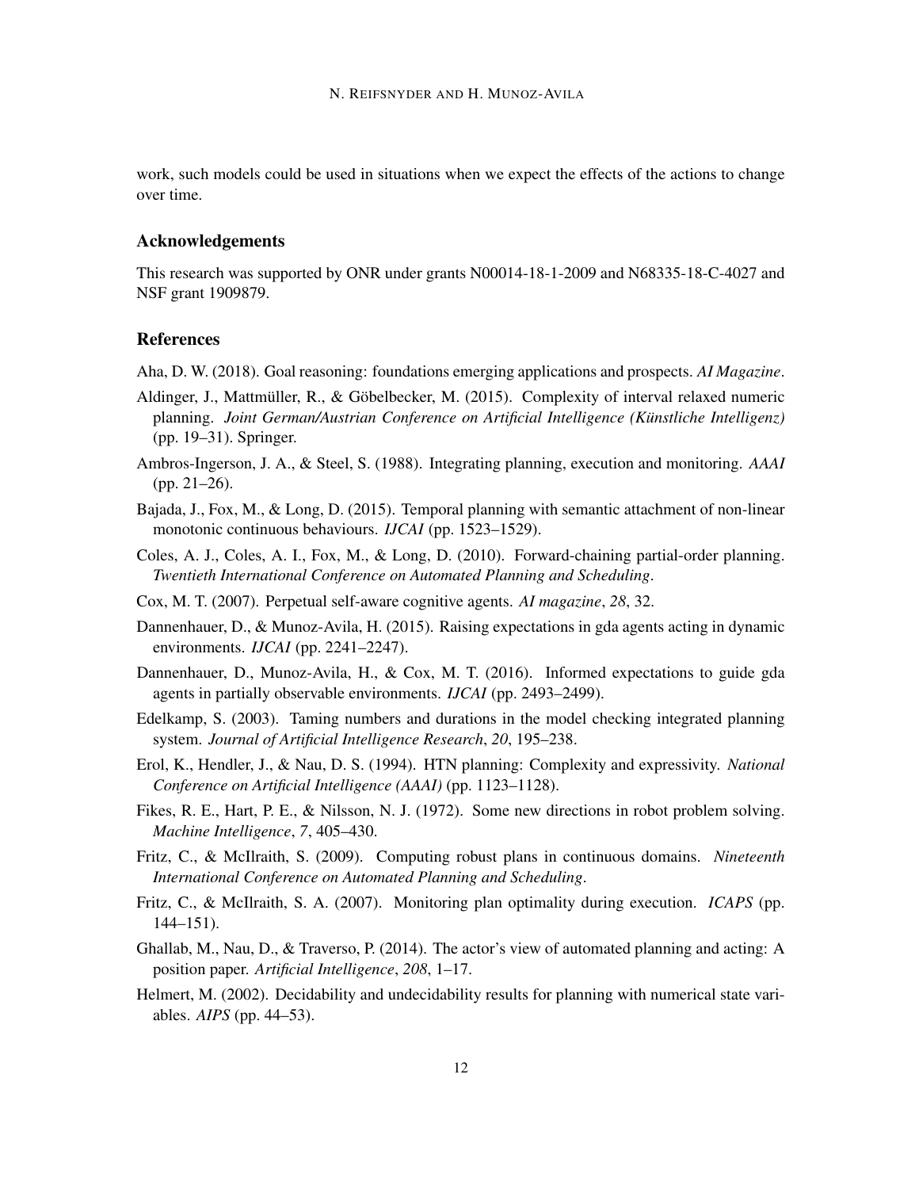work, such models could be used in situations when we expect the effects of the actions to change over time.

## Acknowledgements

This research was supported by ONR under grants N00014-18-1-2009 and N68335-18-C-4027 and NSF grant 1909879.

## References

Aha, D. W. (2018). Goal reasoning: foundations emerging applications and prospects. *AI Magazine*.

Aldinger, J., Mattmüller, R., & Göbelbecker, M. (2015). Complexity of interval relaxed numeric planning. *Joint German/Austrian Conference on Artificial Intelligence (Künstliche Intelligenz)* (pp. 19–31). Springer.

Ambros-Ingerson, J. A., & Steel, S. (1988). Integrating planning, execution and monitoring. *AAAI* (pp. 21–26).

Bajada, J., Fox, M., & Long, D. (2015). Temporal planning with semantic attachment of non-linear monotonic continuous behaviours. *IJCAI* (pp. 1523–1529).

Coles, A. J., Coles, A. I., Fox, M., & Long, D. (2010). Forward-chaining partial-order planning. *Twentieth International Conference on Automated Planning and Scheduling*.

Cox, M. T. (2007). Perpetual self-aware cognitive agents. *AI magazine*, *28*, 32.

Dannenhauer, D., & Munoz-Avila, H. (2015). Raising expectations in gda agents acting in dynamic environments. *IJCAI* (pp. 2241–2247).

Dannenhauer, D., Munoz-Avila, H., & Cox, M. T. (2016). Informed expectations to guide gda agents in partially observable environments. *IJCAI* (pp. 2493–2499).

Edelkamp, S. (2003). Taming numbers and durations in the model checking integrated planning system. *Journal of Artificial Intelligence Research*, *20*, 195–238.

Erol, K., Hendler, J., & Nau, D. S. (1994). HTN planning: Complexity and expressivity. *National Conference on Artificial Intelligence (AAAI)* (pp. 1123–1128).

Fikes, R. E., Hart, P. E., & Nilsson, N. J. (1972). Some new directions in robot problem solving. *Machine Intelligence*, *7*, 405–430.

Fritz, C., & McIlraith, S. (2009). Computing robust plans in continuous domains. *Nineteenth International Conference on Automated Planning and Scheduling*.

Fritz, C., & McIlraith, S. A. (2007). Monitoring plan optimality during execution. *ICAPS* (pp. 144–151).

Ghallab, M., Nau, D., & Traverso, P. (2014). The actor's view of automated planning and acting: A position paper. *Artificial Intelligence*, *208*, 1–17.

Helmert, M. (2002). Decidability and undecidability results for planning with numerical state variables. *AIPS* (pp. 44–53).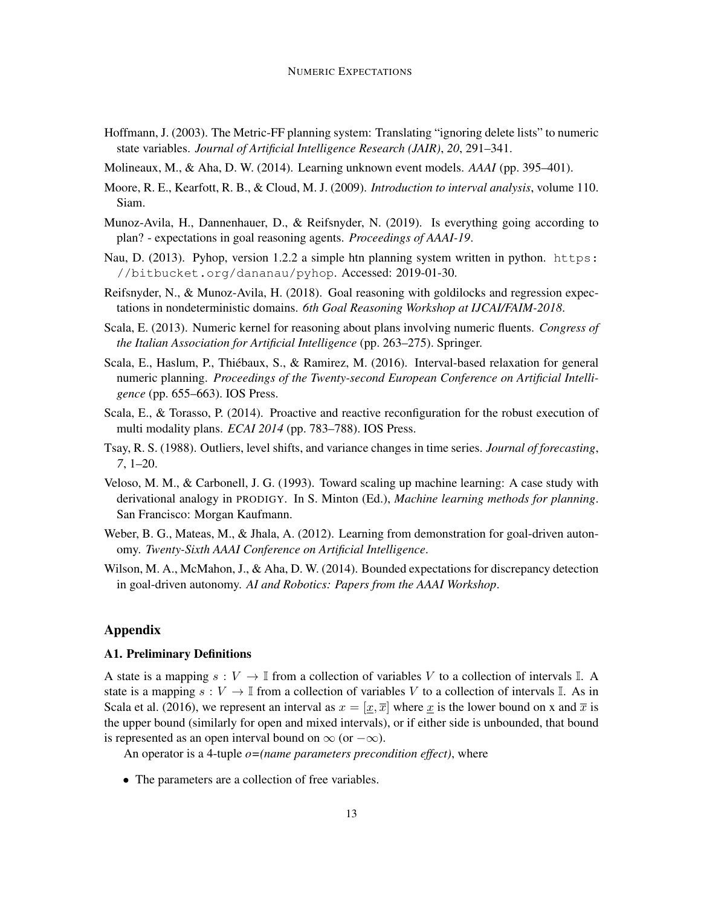Hoffmann, J. (2003). The Metric-FF planning system: Translating "ignoring delete lists" to numeric state variables. *Journal of Artificial Intelligence Research (JAIR)*, *20*, 291–341.

Molineaux, M., & Aha, D. W. (2014). Learning unknown event models. *AAAI* (pp. 395–401).

Moore, R. E., Kearfott, R. B., & Cloud, M. J. (2009). *Introduction to interval analysis*, volume 110. Siam.

Munoz-Avila, H., Dannenhauer, D., & Reifsnyder, N. (2019). Is everything going according to plan? - expectations in goal reasoning agents. *Proceedings of AAAI-19*.

Nau, D. (2013). Pyhop, version 1.2.2 a simple htn planning system written in python. `https://bitbucket.org/dananau/pyhop`. Accessed: 2019-01-30.

Reifsnyder, N., & Munoz-Avila, H. (2018). Goal reasoning with goldilocks and regression expectations in nondeterministic domains. *6th Goal Reasoning Workshop at IJCAI/FAIM-2018*.

Scala, E. (2013). Numeric kernel for reasoning about plans involving numeric fluents. *Congress of the Italian Association for Artificial Intelligence* (pp. 263–275). Springer.

Scala, E., Haslum, P., Thiébaux, S., & Ramirez, M. (2016). Interval-based relaxation for general numeric planning. *Proceedings of the Twenty-second European Conference on Artificial Intelligence* (pp. 655–663). IOS Press.

Scala, E., & Torasso, P. (2014). Proactive and reactive reconfiguration for the robust execution of multi modality plans. *ECAI 2014* (pp. 783–788). IOS Press.

Tsay, R. S. (1988). Outliers, level shifts, and variance changes in time series. *Journal of forecasting*, *7*, 1–20.

Veloso, M. M., & Carbonell, J. G. (1993). Toward scaling up machine learning: A case study with derivational analogy in PRODIGY. In S. Minton (Ed.), *Machine learning methods for planning*. San Francisco: Morgan Kaufmann.

Weber, B. G., Mateas, M., & Jhala, A. (2012). Learning from demonstration for goal-driven autonomy. *Twenty-Sixth AAAI Conference on Artificial Intelligence*.

Wilson, M. A., McMahon, J., & Aha, D. W. (2014). Bounded expectations for discrepancy detection in goal-driven autonomy. *AI and Robotics: Papers from the AAAI Workshop*.

## Appendix

### A1. Preliminary Definitions

A state is a mapping $s : V \rightarrow \mathbb{I}$ from a collection of variables $V$ to a collection of intervals $\mathbb{I}$. A state is a mapping $s : V \rightarrow \mathbb{I}$ from a collection of variables $V$ to a collection of intervals $\mathbb{I}$. As in Scala et al. (2016), we represent an interval as $x = [\underline{x}, \overline{x}]$ where $\underline{x}$ is the lower bound on x and $\overline{x}$ is the upper bound (similarly for open and mixed intervals), or if either side is unbounded, that bound is represented as an open interval bound on $\infty$ (or $-\infty$).

An operator is a 4-tuple *o=(name parameters precondition effect)*, where

- The parameters are a collection of free variables.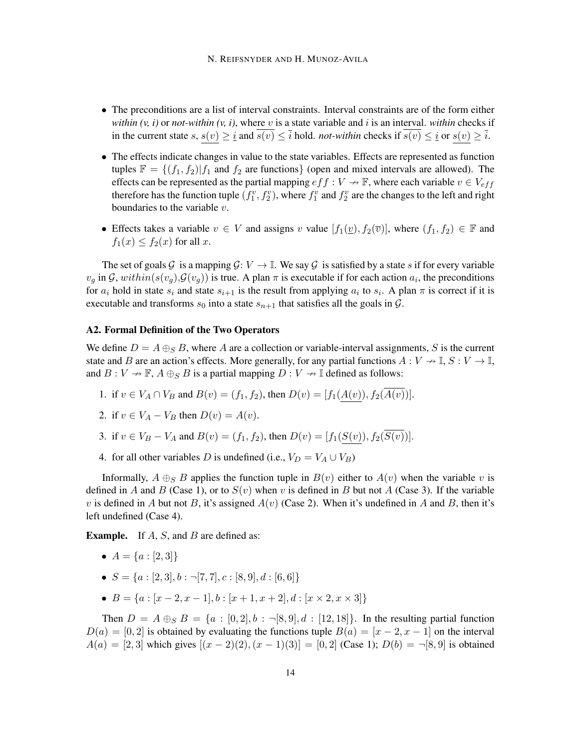- The preconditions are a list of interval constraints. Interval constraints are of the form either *within (v, i)* or *not-within (v, i)*, where $v$ is a state variable and $i$ is an interval. *within* checks if in the current state $s$, $\underline{s(v)} \geq \underline{i}$ and $\overline{s(v)} \leq \overline{i}$ hold. *not-within* checks if $\overline{s(v)} \leq \underline{i}$ or $\underline{s(v)} \geq \overline{i}$.
- The effects indicate changes in value to the state variables. Effects are represented as function tuples $\mathbb{F} = \{(f_1, f_2) | f_1 \text{ and } f_2 \text{ are functions}\}$ (open and mixed intervals are allowed). The effects can be represented as the partial mapping $eff : V \nrightarrow \mathbb{F}$, where each variable $v \in V_{eff}$ therefore has the function tuple $(f_1^v, f_2^v)$, where $f_1^v$ and $f_2^v$ are the changes to the left and right boundaries to the variable $v$.
- Effects takes a variable $v \in V$ and assigns $v$ value $[f_1(\underline{v}), f_2(\overline{v})]$, where $(f_1, f_2) \in \mathbb{F}$ and $f_1(x) \leq f_2(x)$ for all $x$.

The set of goals $\mathcal{G}$ is a mapping $\mathcal{G}$: $V \rightarrow \mathbb{I}$. We say $\mathcal{G}$ is satisfied by a state $s$ if for every variable $v_g$ in $\mathcal{G}$, $within(s(v_g), \mathcal{G}(v_g))$ is true. A plan $\pi$ is executable if for each action $a_i$, the preconditions for $a_i$ hold in state $s_i$ and state $s_{i+1}$ is the result from applying $a_i$ to $s_i$. A plan $\pi$ is correct if it is executable and transforms $s_0$ into a state $s_{n+1}$ that satisfies all the goals in $\mathcal{G}$.

### A2. Formal Definition of the Two Operators

We define $D = A \oplus_S B$, where $A$ are a collection or variable-interval assignments, $S$ is the current state and $B$ are an action's effects. More generally, for any partial functions $A : V \nrightarrow \mathbb{I}$, $S : V \rightarrow \mathbb{I}$, and $B : V \nrightarrow \mathbb{F}$, $A \oplus_S B$ is a partial mapping $D : V \nrightarrow \mathbb{I}$ defined as follows:

1. if $v \in V_A \cap V_B$ and $B(v) = (f_1, f_2)$, then $D(v) = [f_1(\underline{A(v)}), f_2(\overline{A(v)})]$.
2. if $v \in V_A - V_B$ then $D(v) = A(v)$.
3. if $v \in V_B - V_A$ and $B(v) = (f_1, f_2)$, then $D(v) = [f_1(\underline{S(v)}), f_2(\overline{S(v)})]$.
4. for all other variables $D$ is undefined (i.e., $V_D = V_A \cup V_B$)

Informally, $A \oplus_S B$ applies the function tuple in $B(v)$ either to $A(v)$ when the variable $v$ is defined in $A$ and $B$ (Case 1), or to $S(v)$ when $v$ is defined in $B$ but not $A$ (Case 3). If the variable $v$ is defined in $A$ but not $B$, it's assigned $A(v)$ (Case 2). When it's undefined in $A$ and $B$, then it's left undefined (Case 4).

**Example.** If $A$, $S$, and $B$ are defined as:

- $A = \{a : [2, 3]\}$
- $S = \{a : [2, 3], b : \neg[7, 7], c : [8, 9], d : [6, 6]\}$
- $B = \{a : [x - 2, x - 1], b : [x + 1, x + 2], d : [x \times 2, x \times 3]\}$

Then $D = A \oplus_S B = \{a : [0, 2], b : \neg[8, 9], d : [12, 18]\}$. In the resulting partial function $D(a) = [0, 2]$ is obtained by evaluating the functions tuple $B(a) = [x - 2, x - 1]$ on the interval $A(a) = [2, 3]$ which gives $[(x - 2)(2), (x - 1)(3)] = [0, 2]$ (Case 1); $D(b) = \neg[8, 9]$ is obtained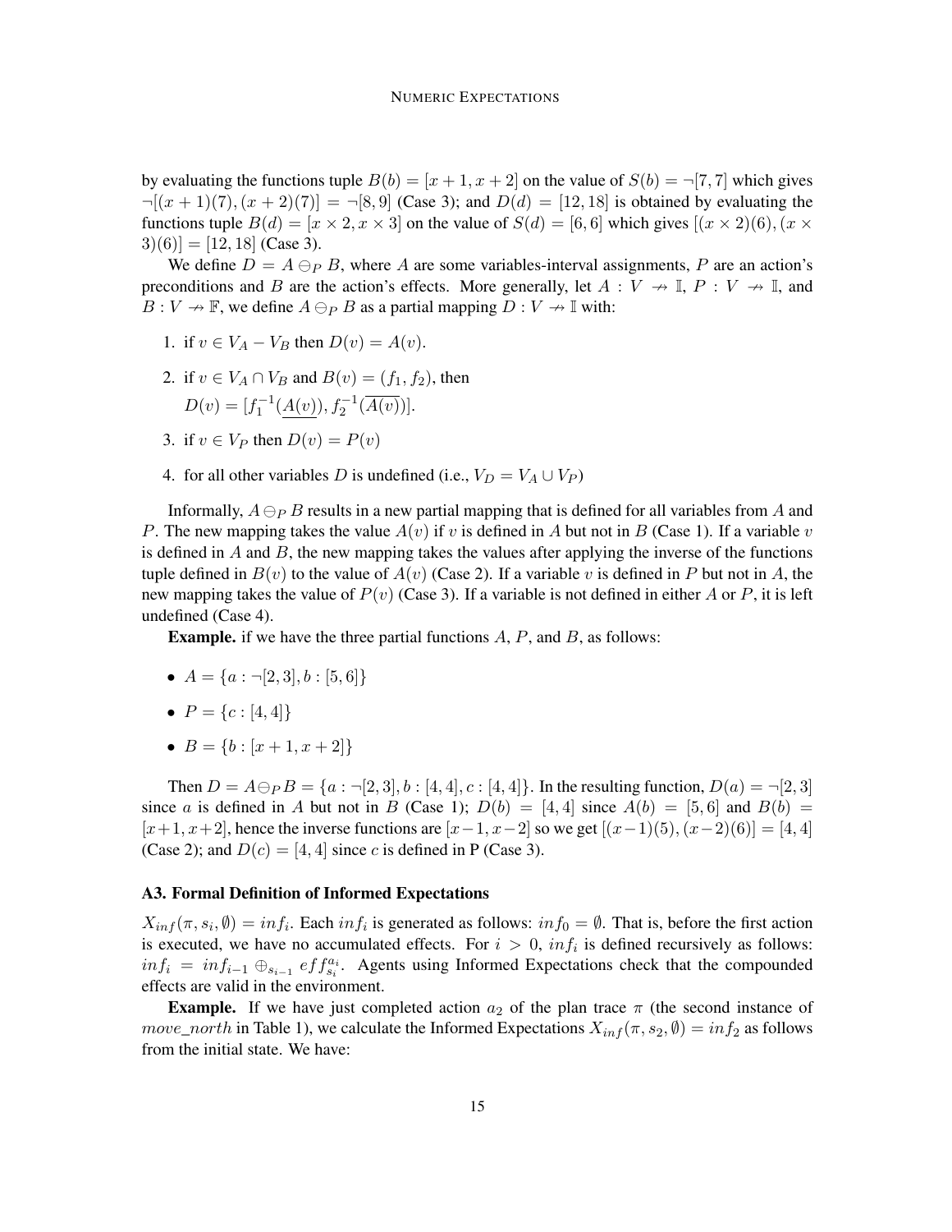by evaluating the functions tuple $B(b) = [x + 1, x + 2]$ on the value of $S(b) = \neg[7, 7]$ which gives $\neg[(x + 1)(7), (x + 2)(7)] = \neg[8, 9]$ (Case 3); and $D(d) = [12, 18]$ is obtained by evaluating the functions tuple $B(d) = [x \times 2, x \times 3]$ on the value of $S(d) = [6, 6]$ which gives $[(x \times 2)(6), (x \times 3)(6)] = [12, 18]$ (Case 3).

We define $D = A \ominus_P B$, where $A$ are some variables-interval assignments, $P$ are an action's preconditions and $B$ are the action's effects. More generally, let $A : V \nrightarrow \mathbb{I}$, $P : V \nrightarrow \mathbb{I}$, and $B : V \nrightarrow \mathbb{F}$, we define $A \ominus_P B$ as a partial mapping $D : V \nrightarrow \mathbb{I}$ with:

1. if $v \in V_A - V_B$ then $D(v) = A(v)$.
2. if $v \in V_A \cap V_B$ and $B(v) = (f_1, f_2)$, then
   $D(v) = [f_1^{-1}(\underline{A(v)}), f_2^{-1}(\overline{A(v)})]$.
3. if $v \in V_P$ then $D(v) = P(v)$
4. for all other variables $D$ is undefined (i.e., $V_D = V_A \cup V_P$)

Informally, $A \ominus_P B$ results in a new partial mapping that is defined for all variables from $A$ and $P$. The new mapping takes the value $A(v)$ if $v$ is defined in $A$ but not in $B$ (Case 1). If a variable $v$ is defined in $A$ and $B$, the new mapping takes the values after applying the inverse of the functions tuple defined in $B(v)$ to the value of $A(v)$ (Case 2). If a variable $v$ is defined in $P$ but not in $A$, the new mapping takes the value of $P(v)$ (Case 3). If a variable is not defined in either $A$ or $P$, it is left undefined (Case 4).

**Example.** if we have the three partial functions $A$, $P$, and $B$, as follows:

- $A = \{a : \neg[2, 3], b : [5, 6]\}$
- $P = \{c : [4, 4]\}$
- $B = \{b : [x + 1, x + 2]\}$

Then $D = A \ominus_P B = \{a : \neg[2, 3], b : [4, 4], c : [4, 4]\}$. In the resulting function, $D(a) = \neg[2, 3]$ since $a$ is defined in $A$ but not in $B$ (Case 1); $D(b) = [4, 4]$ since $A(b) = [5, 6]$ and $B(b) = [x+1, x+2]$, hence the inverse functions are $[x-1, x-2]$ so we get $[(x-1)(5), (x-2)(6)] = [4, 4]$ (Case 2); and $D(c) = [4, 4]$ since $c$ is defined in P (Case 3).

### A3. Formal Definition of Informed Expectations

$X_{inf}(\pi, s_i, \emptyset) = inf_i$. Each $inf_i$ is generated as follows: $inf_0 = \emptyset$. That is, before the first action is executed, we have no accumulated effects. For $i > 0$, $inf_i$ is defined recursively as follows: $inf_i = inf_{i-1} \oplus_{s_{i-1}} eff_{s_i}^{a_i}$. Agents using Informed Expectations check that the compounded effects are valid in the environment.

**Example.** If we have just completed action $a_2$ of the plan trace $\pi$ (the second instance of $move\_north$ in Table 1), we calculate the Informed Expectations $X_{inf}(\pi, s_2, \emptyset) = inf_2$ as follows from the initial state. We have: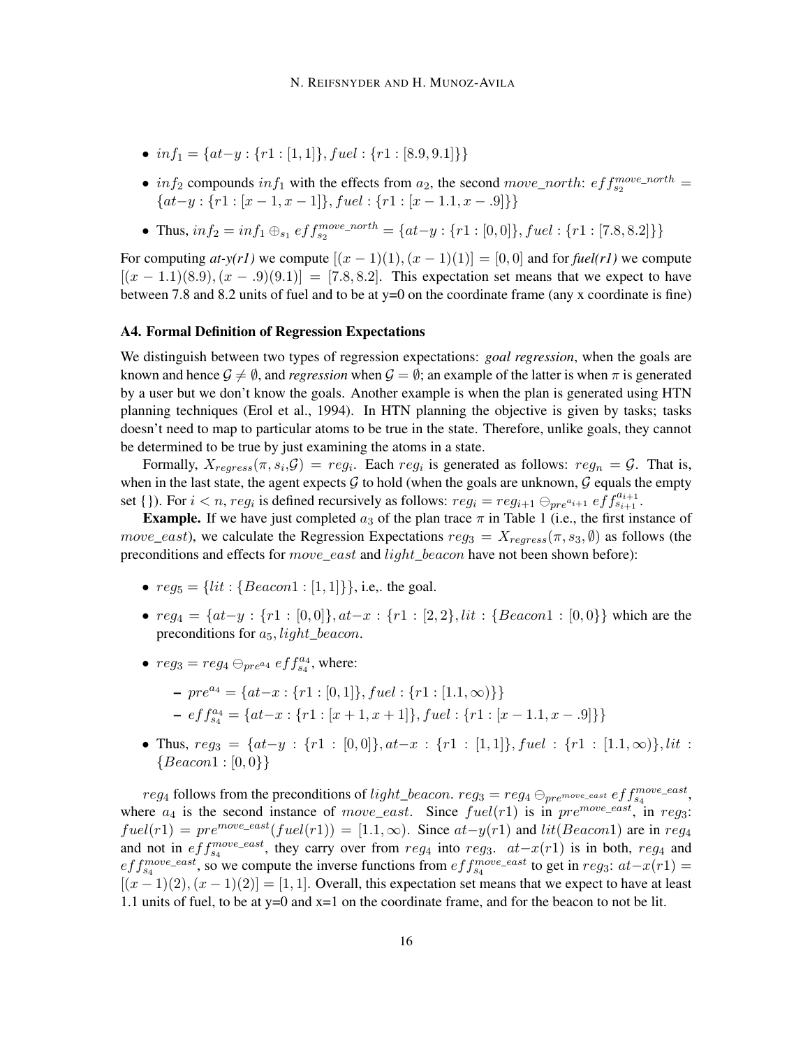- $inf_1 = \{at{-}y : \{r1 : [1, 1]\}, fuel : \{r1 : [8.9, 9.1]\}\}$
- $inf_2$ compounds $inf_1$ with the effects from $a_2$, the second $move\_north$: $eff_{s_2}^{move\_north} = \{at{-}y : \{r1 : [x-1, x-1]\}, fuel : \{r1 : [x-1.1, x-.9]\}\}$
- Thus, $inf_2 = inf_1 \oplus_{s_1} eff_{s_2}^{move\_north} = \{at{-}y : \{r1 : [0, 0]\}, fuel : \{r1 : [7.8, 8.2]\}\}$

For computing *at-y(r1)* we compute $[(x-1)(1), (x-1)(1)] = [0, 0]$ and for *fuel(r1)* we compute $[(x-1.1)(8.9), (x-.9)(9.1)] = [7.8, 8.2]$. This expectation set means that we expect to have between 7.8 and 8.2 units of fuel and to be at y=0 on the coordinate frame (any x coordinate is fine)

### A4. Formal Definition of Regression Expectations

We distinguish between two types of regression expectations: *goal regression*, when the goals are known and hence $\mathcal{G} \neq \emptyset$, and *regression* when $\mathcal{G} = \emptyset$; an example of the latter is when $\pi$ is generated by a user but we don't know the goals. Another example is when the plan is generated using HTN planning techniques (Erol et al., 1994). In HTN planning the objective is given by tasks; tasks doesn't need to map to particular atoms to be true in the state. Therefore, unlike goals, they cannot be determined to be true by just examining the atoms in a state.

Formally, $X_{regress}(\pi, s_i, \mathcal{G}) = reg_i$. Each $reg_i$ is generated as follows: $reg_n = \mathcal{G}$. That is, when in the last state, the agent expects $\mathcal{G}$ to hold (when the goals are unknown, $\mathcal{G}$ equals the empty set {}). For $i < n$, $reg_i$ is defined recursively as follows: $reg_i = reg_{i+1} \ominus_{pre^{a_{i+1}}} eff_{s_{i+1}}^{a_{i+1}}$.

**Example.** If we have just completed $a_3$ of the plan trace $\pi$ in Table 1 (i.e., the first instance of $move\_east$), we calculate the Regression Expectations $reg_3 = X_{regress}(\pi, s_3, \emptyset)$ as follows (the preconditions and effects for $move\_east$ and $light\_beacon$ have not been shown before):

- $reg_5 = \{lit : \{Beacon1 : [1, 1]\}\}$, i.e,. the goal.
- $reg_4 = \{at{-}y : \{r1 : [0, 0]\}, at{-}x : \{r1 : [2, 2\}, lit : \{Beacon1 : [0, 0\}\}$ which are the preconditions for $a_5, light\_beacon$.
- $reg_3 = reg_4 \ominus_{pre^{a_4}} eff_{s_4}^{a_4}$, where:
  - $pre^{a_4} = \{at{-}x : \{r1 : [0, 1]\}, fuel : \{r1 : [1.1, \infty)\}\}$
  - $eff_{s_4}^{a_4} = \{at{-}x : \{r1 : [x+1, x+1]\}, fuel : \{r1 : [x-1.1, x-.9]\}\}$
- Thus, $reg_3 = \{at{-}y : \{r1 : [0, 0]\}, at{-}x : \{r1 : [1, 1]\}, fuel : \{r1 : [1.1, \infty)\}, lit : \{Beacon1 : [0, 0\}\}$

$reg_4$ follows from the preconditions of $light\_beacon$. $reg_3 = reg_4 \ominus_{pre^{move\_east}} eff_{s_4}^{move\_east}$, where $a_4$ is the second instance of $move\_east$. Since $fuel(r1)$ is in $pre^{move\_east}$, in $reg_3$: $fuel(r1) = pre^{move\_east}(fuel(r1)) = [1.1, \infty)$. Since $at{-}y(r1)$ and $lit(Beacon1)$ are in $reg_4$ and not in $eff_{s_4}^{move\_east}$, they carry over from $reg_4$ into $reg_3$. $at{-}x(r1)$ is in both, $reg_4$ and $eff_{s_4}^{move\_east}$, so we compute the inverse functions from $eff_{s_4}^{move\_east}$ to get in $reg_3$: $at{-}x(r1) = [(x-1)(2), (x-1)(2)] = [1, 1]$. Overall, this expectation set means that we expect to have at least 1.1 units of fuel, to be at y=0 and x=1 on the coordinate frame, and for the beacon to not be lit.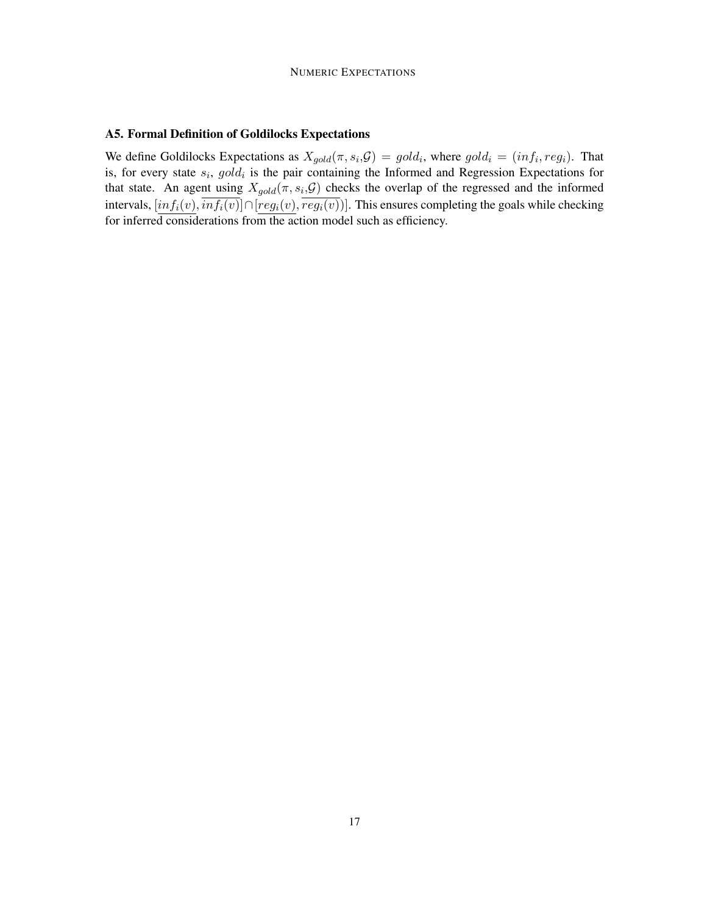### A5. Formal Definition of Goldilocks Expectations

We define Goldilocks Expectations as $X_{gold}(\pi, s_i, \mathcal{G}) = gold_i$, where $gold_i = (inf_i, reg_i)$. That is, for every state $s_i$, $gold_i$ is the pair containing the Informed and Regression Expectations for that state. An agent using $X_{gold}(\pi, s_i, \mathcal{G})$ checks the overlap of the regressed and the informed intervals, $[\underline{inf_i(v)}, \overline{inf_i(v)}] \cap [\underline{reg_i(v)}, \overline{reg_i(v)})]$. This ensures completing the goals while checking for inferred considerations from the action model such as efficiency.